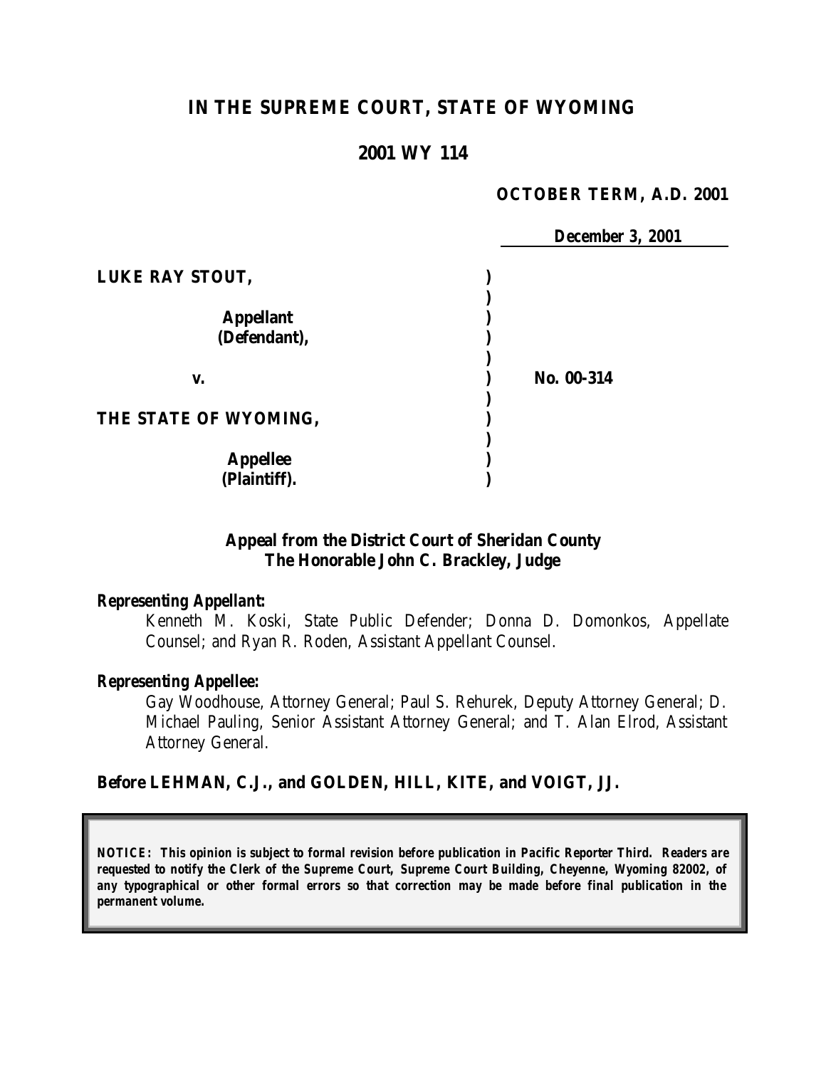# IN THE SUPREME COURT, STATE OF WYOMING

## 2001 WY 114

**OCTOBER TERM, A.D. 2001**

**December 3, 2001**

| | | |
|---|---|---|
| **LUKE RAY STOUT,** | ) | |
| | ) | |
| **Appellant** | ) | |
| **(Defendant),** | ) | |
| | ) | |
| **v.** | ) | **No. 00-314** |
| | ) | |
| **THE STATE OF WYOMING,** | ) | |
| | ) | |
| **Appellee** | ) | |
| **(Plaintiff).** | ) | |

**Appeal from the District Court of Sheridan County**
**The Honorable John C. Brackley, Judge**

***Representing Appellant:***

Kenneth M. Koski, State Public Defender; Donna D. Domonkos, Appellate Counsel; and Ryan R. Roden, Assistant Appellant Counsel.

***Representing Appellee:***

Gay Woodhouse, Attorney General; Paul S. Rehurek, Deputy Attorney General; D. Michael Pauling, Senior Assistant Attorney General; and T. Alan Elrod, Assistant Attorney General.

**Before LEHMAN, C.J., and GOLDEN, HILL, KITE, and VOIGT, JJ.**

***NOTICE: This opinion is subject to formal revision before publication in Pacific Reporter Third. Readers are requested to notify the Clerk of the Supreme Court, Supreme Court Building, Cheyenne, Wyoming 82002, of any typographical or other formal errors so that correction may be made before final publication in the permanent volume.***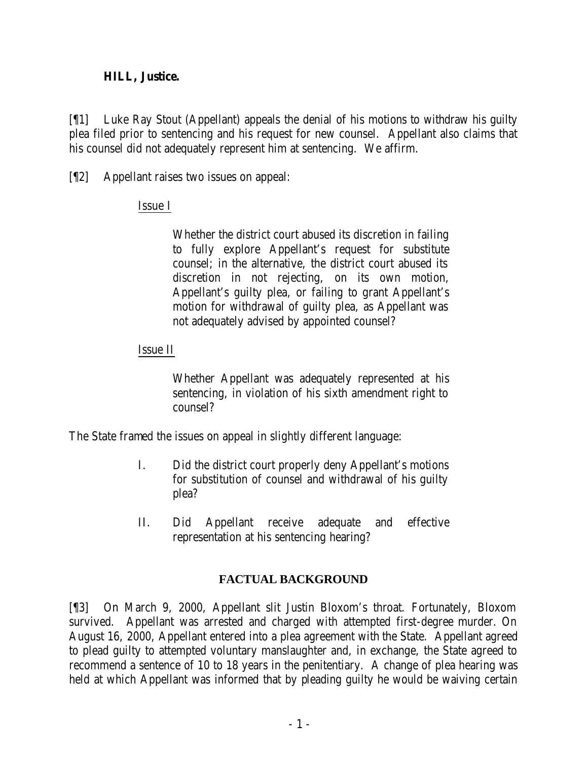**HILL, Justice.**

[¶1] Luke Ray Stout (Appellant) appeals the denial of his motions to withdraw his guilty plea filed prior to sentencing and his request for new counsel. Appellant also claims that his counsel did not adequately represent him at sentencing. We affirm.

[¶2] Appellant raises two issues on appeal:

> Issue I
>
> > Whether the district court abused its discretion in failing to fully explore Appellant's request for substitute counsel; in the alternative, the district court abused its discretion in not rejecting, on its own motion, Appellant's guilty plea, or failing to grant Appellant's motion for withdrawal of guilty plea, as Appellant was not adequately advised by appointed counsel?
>
> Issue II
>
> > Whether Appellant was adequately represented at his sentencing, in violation of his sixth amendment right to counsel?

The State framed the issues on appeal in slightly different language:

> I. Did the district court properly deny Appellant's motions for substitution of counsel and withdrawal of his guilty plea?
>
> II. Did Appellant receive adequate and effective representation at his sentencing hearing?

## FACTUAL BACKGROUND

[¶3] On March 9, 2000, Appellant slit Justin Bloxom's throat. Fortunately, Bloxom survived. Appellant was arrested and charged with attempted first-degree murder. On August 16, 2000, Appellant entered into a plea agreement with the State. Appellant agreed to plead guilty to attempted voluntary manslaughter and, in exchange, the State agreed to recommend a sentence of 10 to 18 years in the penitentiary. A change of plea hearing was held at which Appellant was informed that by pleading guilty he would be waiving certain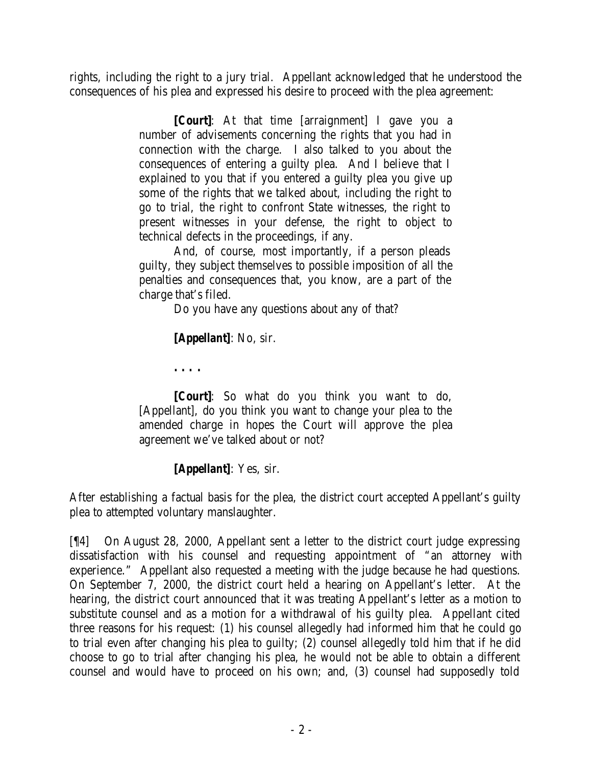rights, including the right to a jury trial. Appellant acknowledged that he understood the consequences of his plea and expressed his desire to proceed with the plea agreement:

> ***[Court]***: At that time [arraignment] I gave you a number of advisements concerning the rights that you had in connection with the charge. I also talked to you about the consequences of entering a guilty plea. And I believe that I explained to you that if you entered a guilty plea you give up some of the rights that we talked about, including the right to go to trial, the right to confront State witnesses, the right to present witnesses in your defense, the right to object to technical defects in the proceedings, if any.
>
> And, of course, most importantly, if a person pleads guilty, they subject themselves to possible imposition of all the penalties and consequences that, you know, are a part of the charge that's filed.
>
> Do you have any questions about any of that?
>
> ***[Appellant]***: No, sir.
>
> **. . . .**
>
> ***[Court]***: So what do you think you want to do, [Appellant], do you think you want to change your plea to the amended charge in hopes the Court will approve the plea agreement we've talked about or not?
>
> ***[Appellant]***: Yes, sir.

After establishing a factual basis for the plea, the district court accepted Appellant's guilty plea to attempted voluntary manslaughter.

[¶4] On August 28, 2000, Appellant sent a letter to the district court judge expressing dissatisfaction with his counsel and requesting appointment of "an attorney with experience." Appellant also requested a meeting with the judge because he had questions. On September 7, 2000, the district court held a hearing on Appellant's letter. At the hearing, the district court announced that it was treating Appellant's letter as a motion to substitute counsel and as a motion for a withdrawal of his guilty plea. Appellant cited three reasons for his request: (1) his counsel allegedly had informed him that he could go to trial even after changing his plea to guilty; (2) counsel allegedly told him that if he did choose to go to trial after changing his plea, he would not be able to obtain a different counsel and would have to proceed on his own; and, (3) counsel had supposedly told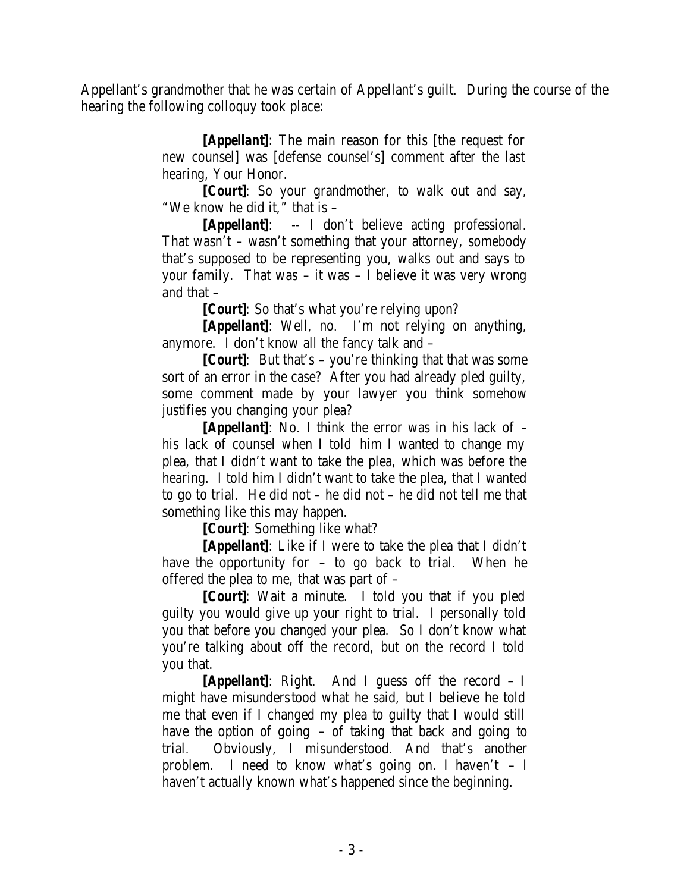Appellant's grandmother that he was certain of Appellant's guilt. During the course of the hearing the following colloquy took place:

> ***[Appellant]***: The main reason for this [the request for new counsel] was [defense counsel's] comment after the last hearing, Your Honor.
>
> ***[Court]***: So your grandmother, to walk out and say, "We know he did it," that is –
>
> ***[Appellant]***: -- I don't believe acting professional. That wasn't – wasn't something that your attorney, somebody that's supposed to be representing you, walks out and says to your family. That was – it was – I believe it was very wrong and that –
>
> ***[Court]***: So that's what you're relying upon?
>
> ***[Appellant]***: Well, no. I'm not relying on anything, anymore. I don't know all the fancy talk and –
>
> ***[Court]***: But that's – you're thinking that that was some sort of an error in the case? After you had already pled guilty, some comment made by your lawyer you think somehow justifies you changing your plea?
>
> ***[Appellant]***: No. I think the error was in his lack of – his lack of counsel when I told him I wanted to change my plea, that I didn't want to take the plea, which was before the hearing. I told him I didn't want to take the plea, that I wanted to go to trial. He did not – he did not – he did not tell me that something like this may happen.
>
> ***[Court]***: Something like what?
>
> ***[Appellant]***: Like if I were to take the plea that I didn't have the opportunity for – to go back to trial. When he offered the plea to me, that was part of –
>
> ***[Court]***: Wait a minute. I told you that if you pled guilty you would give up your right to trial. I personally told you that before you changed your plea. So I don't know what you're talking about off the record, but on the record I told you that.
>
> ***[Appellant]***: Right. And I guess off the record – I might have misunderstood what he said, but I believe he told me that even if I changed my plea to guilty that I would still have the option of going – of taking that back and going to trial. Obviously, I misunderstood. And that's another problem. I need to know what's going on. I haven't – I haven't actually known what's happened since the beginning.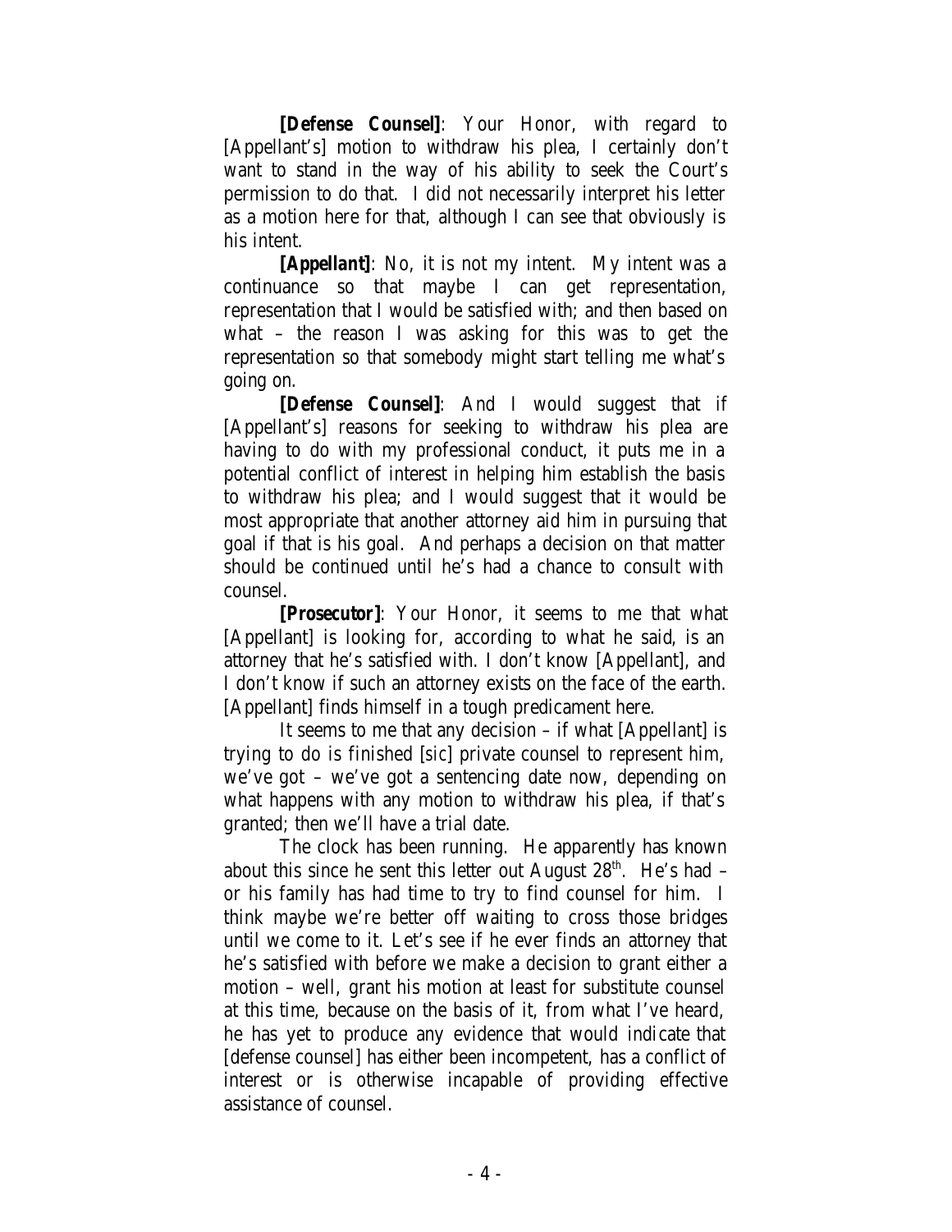***[Defense Counsel]***: Your Honor, with regard to [Appellant's] motion to withdraw his plea, I certainly don't want to stand in the way of his ability to seek the Court's permission to do that. I did not necessarily interpret his letter as a motion here for that, although I can see that obviously is his intent.

***[Appellant]***: No, it is not my intent. My intent was a continuance so that maybe I can get representation, representation that I would be satisfied with; and then based on what – the reason I was asking for this was to get the representation so that somebody might start telling me what's going on.

***[Defense Counsel]***: And I would suggest that if [Appellant's] reasons for seeking to withdraw his plea are having to do with my professional conduct, it puts me in a potential conflict of interest in helping him establish the basis to withdraw his plea; and I would suggest that it would be most appropriate that another attorney aid him in pursuing that goal if that is his goal. And perhaps a decision on that matter should be continued until he's had a chance to consult with counsel.

***[Prosecutor]***: Your Honor, it seems to me that what [Appellant] is looking for, according to what he said, is an attorney that he's satisfied with. I don't know [Appellant], and I don't know if such an attorney exists on the face of the earth. [Appellant] finds himself in a tough predicament here.

It seems to me that any decision – if what [Appellant] is trying to do is finished [sic] private counsel to represent him, we've got – we've got a sentencing date now, depending on what happens with any motion to withdraw his plea, if that's granted; then we'll have a trial date.

The clock has been running. He apparently has known about this since he sent this letter out August 28th. He's had – or his family has had time to try to find counsel for him. I think maybe we're better off waiting to cross those bridges until we come to it. Let's see if he ever finds an attorney that he's satisfied with before we make a decision to grant either a motion – well, grant his motion at least for substitute counsel at this time, because on the basis of it, from what I've heard, he has yet to produce any evidence that would indicate that [defense counsel] has either been incompetent, has a conflict of interest or is otherwise incapable of providing effective assistance of counsel.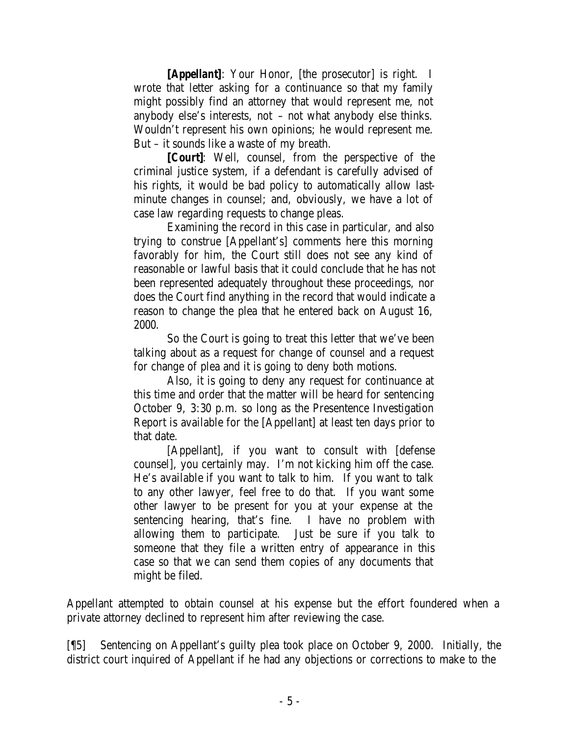***[Appellant]***: Your Honor, [the prosecutor] is right. I wrote that letter asking for a continuance so that my family might possibly find an attorney that would represent me, not anybody else's interests, not – not what anybody else thinks. Wouldn't represent his own opinions; he would represent me. But – it sounds like a waste of my breath.

***[Court]***: Well, counsel, from the perspective of the criminal justice system, if a defendant is carefully advised of his rights, it would be bad policy to automatically allow last-minute changes in counsel; and, obviously, we have a lot of case law regarding requests to change pleas.

Examining the record in this case in particular, and also trying to construe [Appellant's] comments here this morning favorably for him, the Court still does not see any kind of reasonable or lawful basis that it could conclude that he has not been represented adequately throughout these proceedings, nor does the Court find anything in the record that would indicate a reason to change the plea that he entered back on August 16, 2000.

So the Court is going to treat this letter that we've been talking about as a request for change of counsel and a request for change of plea and it is going to deny both motions.

Also, it is going to deny any request for continuance at this time and order that the matter will be heard for sentencing October 9, 3:30 p.m. so long as the Presentence Investigation Report is available for the [Appellant] at least ten days prior to that date.

[Appellant], if you want to consult with [defense counsel], you certainly may. I'm not kicking him off the case. He's available if you want to talk to him. If you want to talk to any other lawyer, feel free to do that. If you want some other lawyer to be present for you at your expense at the sentencing hearing, that's fine. I have no problem with allowing them to participate. Just be sure if you talk to someone that they file a written entry of appearance in this case so that we can send them copies of any documents that might be filed.

Appellant attempted to obtain counsel at his expense but the effort foundered when a private attorney declined to represent him after reviewing the case.

[¶5] Sentencing on Appellant's guilty plea took place on October 9, 2000. Initially, the district court inquired of Appellant if he had any objections or corrections to make to the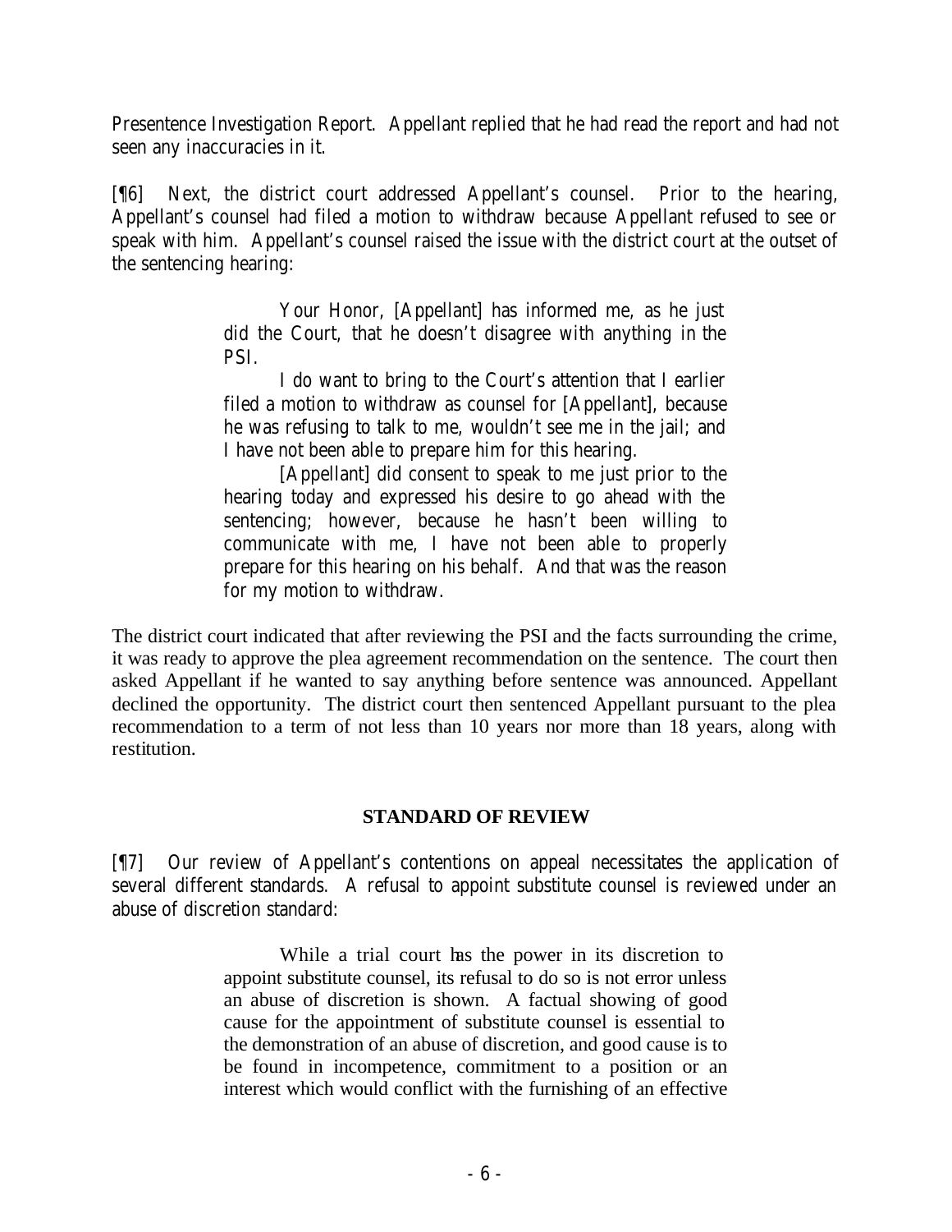Presentence Investigation Report. Appellant replied that he had read the report and had not seen any inaccuracies in it.

[¶6] Next, the district court addressed Appellant's counsel. Prior to the hearing, Appellant's counsel had filed a motion to withdraw because Appellant refused to see or speak with him. Appellant's counsel raised the issue with the district court at the outset of the sentencing hearing:

> Your Honor, [Appellant] has informed me, as he just did the Court, that he doesn't disagree with anything in the PSI.
>
> I do want to bring to the Court's attention that I earlier filed a motion to withdraw as counsel for [Appellant], because he was refusing to talk to me, wouldn't see me in the jail; and I have not been able to prepare him for this hearing.
>
> [Appellant] did consent to speak to me just prior to the hearing today and expressed his desire to go ahead with the sentencing; however, because he hasn't been willing to communicate with me, I have not been able to properly prepare for this hearing on his behalf. And that was the reason for my motion to withdraw.

The district court indicated that after reviewing the PSI and the facts surrounding the crime, it was ready to approve the plea agreement recommendation on the sentence. The court then asked Appellant if he wanted to say anything before sentence was announced. Appellant declined the opportunity. The district court then sentenced Appellant pursuant to the plea recommendation to a term of not less than 10 years nor more than 18 years, along with restitution.

## STANDARD OF REVIEW

[¶7] Our review of Appellant's contentions on appeal necessitates the application of several different standards. A refusal to appoint substitute counsel is reviewed under an abuse of discretion standard:

> While a trial court has the power in its discretion to appoint substitute counsel, its refusal to do so is not error unless an abuse of discretion is shown. A factual showing of good cause for the appointment of substitute counsel is essential to the demonstration of an abuse of discretion, and good cause is to be found in incompetence, commitment to a position or an interest which would conflict with the furnishing of an effective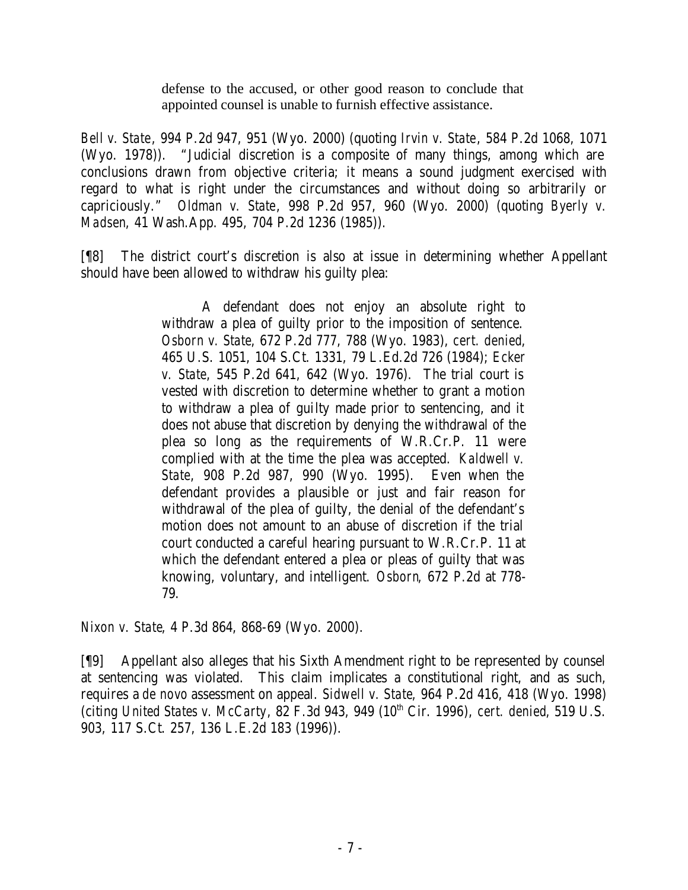> defense to the accused, or other good reason to conclude that appointed counsel is unable to furnish effective assistance.

*Bell v. State*, 994 P.2d 947, 951 (Wyo. 2000) (quoting *Irvin v. State*, 584 P.2d 1068, 1071 (Wyo. 1978)). "Judicial discretion is a composite of many things, among which are conclusions drawn from objective criteria; it means a sound judgment exercised with regard to what is right under the circumstances and without doing so arbitrarily or capriciously." *Oldman v. State*, 998 P.2d 957, 960 (Wyo. 2000) (quoting *Byerly v. Madsen*, 41 Wash.App. 495, 704 P.2d 1236 (1985)).

[¶8] The district court's discretion is also at issue in determining whether Appellant should have been allowed to withdraw his guilty plea:

> A defendant does not enjoy an absolute right to withdraw a plea of guilty prior to the imposition of sentence. *Osborn v. State*, 672 P.2d 777, 788 (Wyo. 1983), *cert. denied*, 465 U.S. 1051, 104 S.Ct. 1331, 79 L.Ed.2d 726 (1984); *Ecker v. State*, 545 P.2d 641, 642 (Wyo. 1976). The trial court is vested with discretion to determine whether to grant a motion to withdraw a plea of guilty made prior to sentencing, and it does not abuse that discretion by denying the withdrawal of the plea so long as the requirements of W.R.Cr.P. 11 were complied with at the time the plea was accepted. *Kaldwell v. State*, 908 P.2d 987, 990 (Wyo. 1995). Even when the defendant provides a plausible or just and fair reason for withdrawal of the plea of guilty, the denial of the defendant's motion does not amount to an abuse of discretion if the trial court conducted a careful hearing pursuant to W.R.Cr.P. 11 at which the defendant entered a plea or pleas of guilty that was knowing, voluntary, and intelligent. *Osborn*, 672 P.2d at 778-79.

*Nixon v. State*, 4 P.3d 864, 868-69 (Wyo. 2000).

[¶9] Appellant also alleges that his Sixth Amendment right to be represented by counsel at sentencing was violated. This claim implicates a constitutional right, and as such, requires a *de novo* assessment on appeal. *Sidwell v. State*, 964 P.2d 416, 418 (Wyo. 1998) (citing *United States v. McCarty*, 82 F.3d 943, 949 (10th Cir. 1996), *cert. denied*, 519 U.S. 903, 117 S.Ct. 257, 136 L.E.2d 183 (1996)).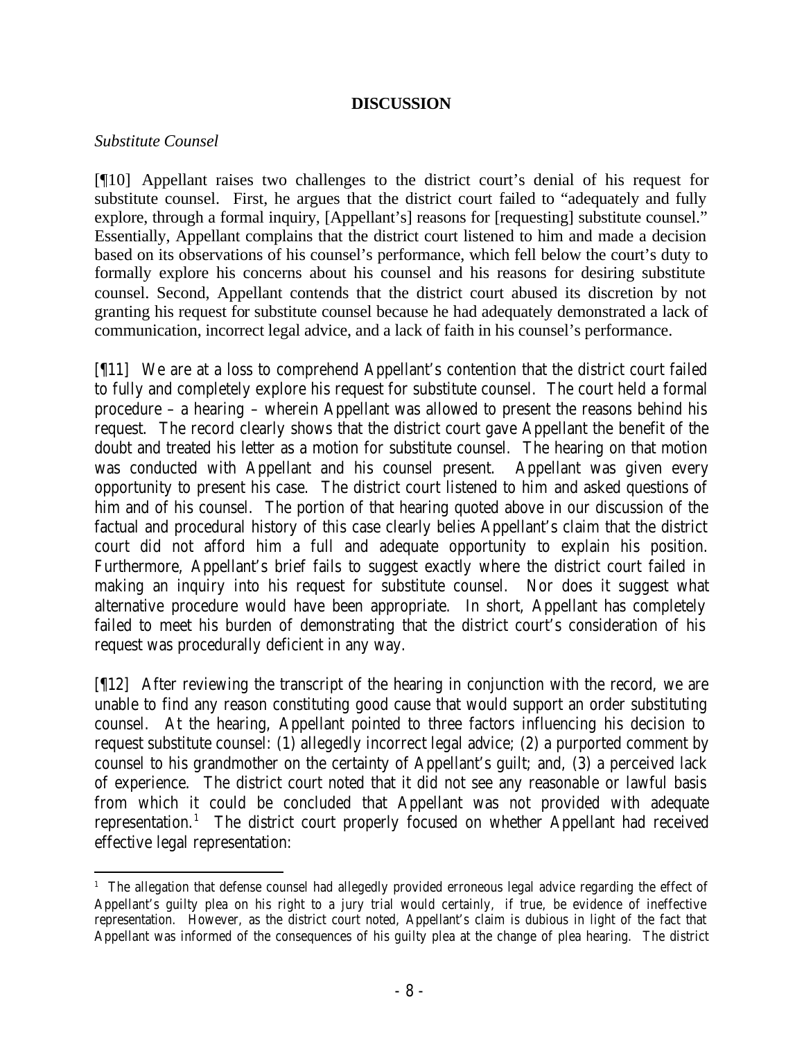**DISCUSSION**

*Substitute Counsel*

[¶10] Appellant raises two challenges to the district court's denial of his request for substitute counsel. First, he argues that the district court failed to "adequately and fully explore, through a formal inquiry, [Appellant's] reasons for [requesting] substitute counsel." Essentially, Appellant complains that the district court listened to him and made a decision based on its observations of his counsel's performance, which fell below the court's duty to formally explore his concerns about his counsel and his reasons for desiring substitute counsel. Second, Appellant contends that the district court abused its discretion by not granting his request for substitute counsel because he had adequately demonstrated a lack of communication, incorrect legal advice, and a lack of faith in his counsel's performance.

[¶11] We are at a loss to comprehend Appellant's contention that the district court failed to fully and completely explore his request for substitute counsel. The court held a formal procedure – a hearing – wherein Appellant was allowed to present the reasons behind his request. The record clearly shows that the district court gave Appellant the benefit of the doubt and treated his letter as a motion for substitute counsel. The hearing on that motion was conducted with Appellant and his counsel present. Appellant was given every opportunity to present his case. The district court listened to him and asked questions of him and of his counsel. The portion of that hearing quoted above in our discussion of the factual and procedural history of this case clearly belies Appellant's claim that the district court did not afford him a full and adequate opportunity to explain his position. Furthermore, Appellant's brief fails to suggest exactly where the district court failed in making an inquiry into his request for substitute counsel. Nor does it suggest what alternative procedure would have been appropriate. In short, Appellant has completely failed to meet his burden of demonstrating that the district court's consideration of his request was procedurally deficient in any way.

[¶12] After reviewing the transcript of the hearing in conjunction with the record, we are unable to find any reason constituting good cause that would support an order substituting counsel. At the hearing, Appellant pointed to three factors influencing his decision to request substitute counsel: (1) allegedly incorrect legal advice; (2) a purported comment by counsel to his grandmother on the certainty of Appellant's guilt; and, (3) a perceived lack of experience. The district court noted that it did not see any reasonable or lawful basis from which it could be concluded that Appellant was not provided with adequate representation.[1] The district court properly focused on whether Appellant had received effective legal representation:

---

[1] The allegation that defense counsel had allegedly provided erroneous legal advice regarding the effect of Appellant's guilty plea on his right to a jury trial would certainly, if true, be evidence of ineffective representation. However, as the district court noted, Appellant's claim is dubious in light of the fact that Appellant was informed of the consequences of his guilty plea at the change of plea hearing. The district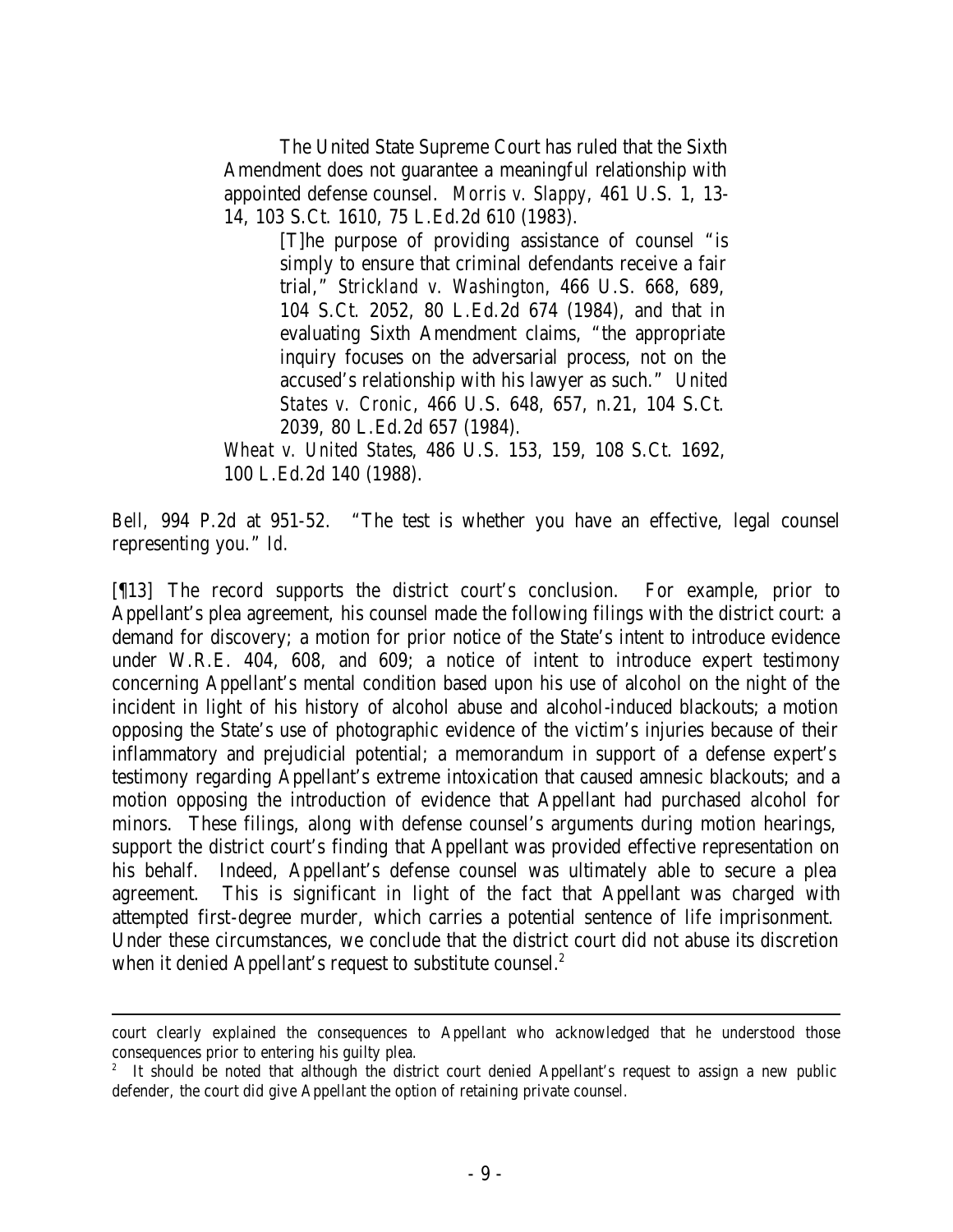> The United State Supreme Court has ruled that the Sixth Amendment does not guarantee a meaningful relationship with appointed defense counsel. *Morris v. Slappy*, 461 U.S. 1, 13-14, 103 S.Ct. 1610, 75 L.Ed.2d 610 (1983).
>
> > [T]he purpose of providing assistance of counsel "is simply to ensure that criminal defendants receive a fair trial," *Strickland v. Washington*, 466 U.S. 668, 689, 104 S.Ct. 2052, 80 L.Ed.2d 674 (1984), and that in evaluating Sixth Amendment claims, "the appropriate inquiry focuses on the adversarial process, not on the accused's relationship with his lawyer as such." *United States v. Cronic*, 466 U.S. 648, 657, n.21, 104 S.Ct. 2039, 80 L.Ed.2d 657 (1984).
>
> *Wheat v. United States*, 486 U.S. 153, 159, 108 S.Ct. 1692, 100 L.Ed.2d 140 (1988).

*Bell*, 994 P.2d at 951-52. "The test is whether you have an effective, legal counsel representing you." *Id.*

[¶13] The record supports the district court's conclusion. For example, prior to Appellant's plea agreement, his counsel made the following filings with the district court: a demand for discovery; a motion for prior notice of the State's intent to introduce evidence under W.R.E. 404, 608, and 609; a notice of intent to introduce expert testimony concerning Appellant's mental condition based upon his use of alcohol on the night of the incident in light of his history of alcohol abuse and alcohol-induced blackouts; a motion opposing the State's use of photographic evidence of the victim's injuries because of their inflammatory and prejudicial potential; a memorandum in support of a defense expert's testimony regarding Appellant's extreme intoxication that caused amnesic blackouts; and a motion opposing the introduction of evidence that Appellant had purchased alcohol for minors. These filings, along with defense counsel's arguments during motion hearings, support the district court's finding that Appellant was provided effective representation on his behalf. Indeed, Appellant's defense counsel was ultimately able to secure a plea agreement. This is significant in light of the fact that Appellant was charged with attempted first-degree murder, which carries a potential sentence of life imprisonment. Under these circumstances, we conclude that the district court did not abuse its discretion when it denied Appellant's request to substitute counsel.[2]

---

court clearly explained the consequences to Appellant who acknowledged that he understood those consequences prior to entering his guilty plea.

[2] It should be noted that although the district court denied Appellant's request to assign a new public defender, the court did give Appellant the option of retaining private counsel.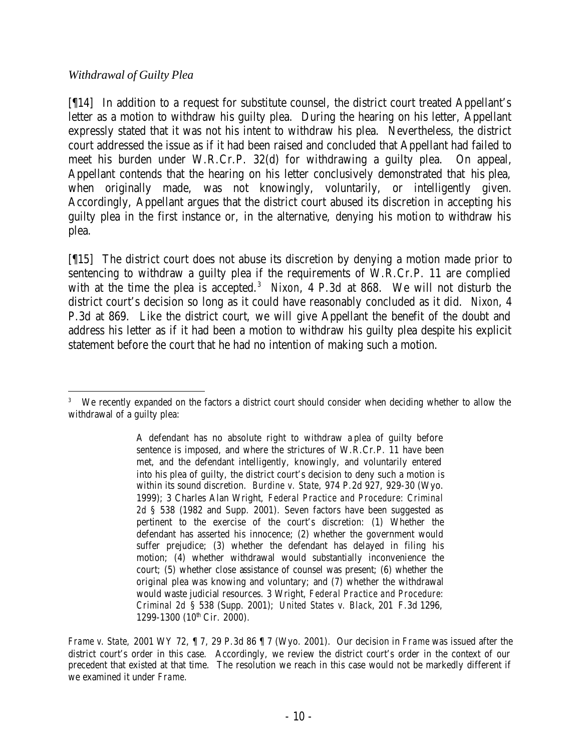*Withdrawal of Guilty Plea*

[¶14] In addition to a request for substitute counsel, the district court treated Appellant's letter as a motion to withdraw his guilty plea. During the hearing on his letter, Appellant expressly stated that it was not his intent to withdraw his plea. Nevertheless, the district court addressed the issue as if it had been raised and concluded that Appellant had failed to meet his burden under W.R.Cr.P. 32(d) for withdrawing a guilty plea. On appeal, Appellant contends that the hearing on his letter conclusively demonstrated that his plea, when originally made, was not knowingly, voluntarily, or intelligently given. Accordingly, Appellant argues that the district court abused its discretion in accepting his guilty plea in the first instance or, in the alternative, denying his motion to withdraw his plea.

[¶15] The district court does not abuse its discretion by denying a motion made prior to sentencing to withdraw a guilty plea if the requirements of W.R.Cr.P. 11 are complied with at the time the plea is accepted.[3] *Nixon*, 4 P.3d at 868. We will not disturb the district court's decision so long as it could have reasonably concluded as it did. *Nixon*, 4 P.3d at 869. Like the district court, we will give Appellant the benefit of the doubt and address his letter as if it had been a motion to withdraw his guilty plea despite his explicit statement before the court that he had no intention of making such a motion.

---

[3] We recently expanded on the factors a district court should consider when deciding whether to allow the withdrawal of a guilty plea:

> A defendant has no absolute right to withdraw a plea of guilty before sentence is imposed, and where the strictures of W.R.Cr.P. 11 have been met, and the defendant intelligently, knowingly, and voluntarily entered into his plea of guilty, the district court's decision to deny such a motion is within its sound discretion. *Burdine v. State*, 974 P.2d 927, 929-30 (Wyo. 1999); 3 Charles Alan Wright, *Federal Practice and Procedure: Criminal 2d* § 538 (1982 and Supp. 2001). Seven factors have been suggested as pertinent to the exercise of the court's discretion: (1) Whether the defendant has asserted his innocence; (2) whether the government would suffer prejudice; (3) whether the defendant has delayed in filing his motion; (4) whether withdrawal would substantially inconvenience the court; (5) whether close assistance of counsel was present; (6) whether the original plea was knowing and voluntary; and (7) whether the withdrawal would waste judicial resources. 3 Wright, *Federal Practice and Procedure: Criminal 2d* § 538 (Supp. 2001); *United States v. Black*, 201 F.3d 1296, 1299-1300 (10th Cir. 2000).

*Frame v. State*, 2001 WY 72, ¶ 7, 29 P.3d 86 ¶ 7 (Wyo. 2001). Our decision in *Frame* was issued after the district court's order in this case. Accordingly, we review the district court's order in the context of our precedent that existed at that time. The resolution we reach in this case would not be markedly different if we examined it under *Frame*.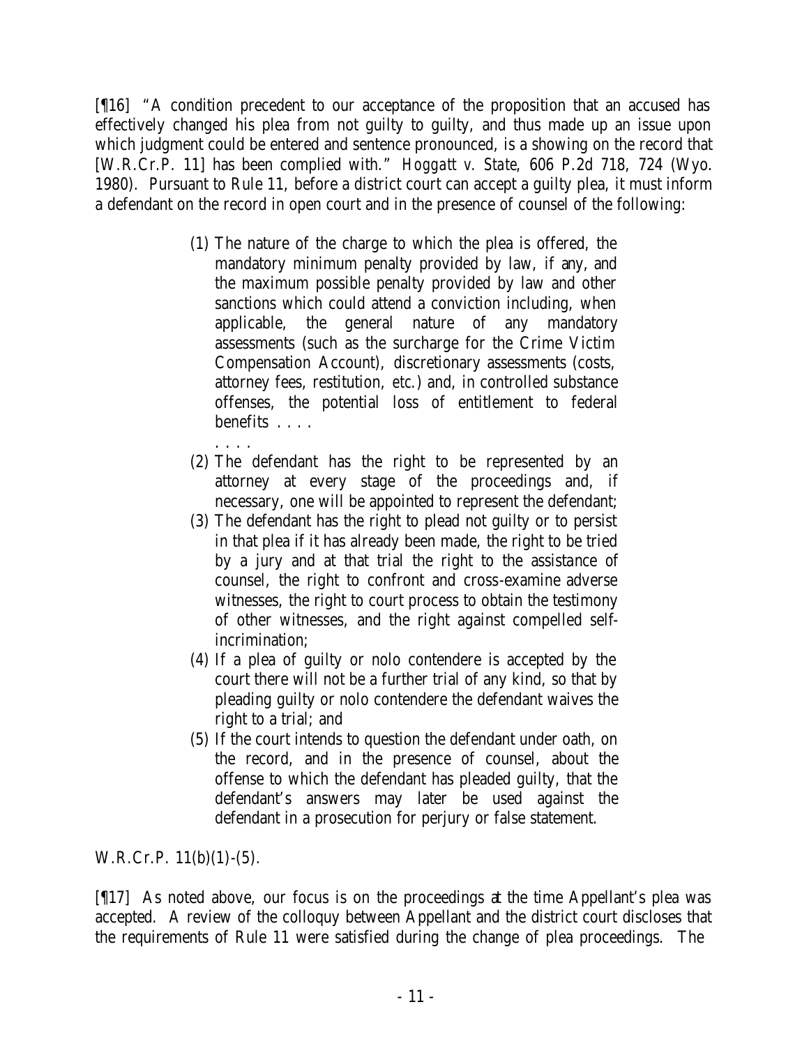[¶16] "A condition precedent to our acceptance of the proposition that an accused has effectively changed his plea from not guilty to guilty, and thus made up an issue upon which judgment could be entered and sentence pronounced, is a showing on the record that [W.R.Cr.P. 11] has been complied with." *Hoggatt v. State*, 606 P.2d 718, 724 (Wyo. 1980). Pursuant to Rule 11, before a district court can accept a guilty plea, it must inform a defendant on the record in open court and in the presence of counsel of the following:

> (1) The nature of the charge to which the plea is offered, the mandatory minimum penalty provided by law, if any, and the maximum possible penalty provided by law and other sanctions which could attend a conviction including, when applicable, the general nature of any mandatory assessments (such as the surcharge for the Crime Victim Compensation Account), discretionary assessments (costs, attorney fees, restitution, etc.) and, in controlled substance offenses, the potential loss of entitlement to federal benefits . . . .
>
> . . . .
>
> (2) The defendant has the right to be represented by an attorney at every stage of the proceedings and, if necessary, one will be appointed to represent the defendant;
>
> (3) The defendant has the right to plead not guilty or to persist in that plea if it has already been made, the right to be tried by a jury and at that trial the right to the assistance of counsel, the right to confront and cross-examine adverse witnesses, the right to court process to obtain the testimony of other witnesses, and the right against compelled self-incrimination;
>
> (4) If a plea of guilty or nolo contendere is accepted by the court there will not be a further trial of any kind, so that by pleading guilty or nolo contendere the defendant waives the right to a trial; and
>
> (5) If the court intends to question the defendant under oath, on the record, and in the presence of counsel, about the offense to which the defendant has pleaded guilty, that the defendant's answers may later be used against the defendant in a prosecution for perjury or false statement.

W.R.Cr.P. 11(b)(1)-(5).

[¶17] As noted above, our focus is on the proceedings at the time Appellant's plea was accepted. A review of the colloquy between Appellant and the district court discloses that the requirements of Rule 11 were satisfied during the change of plea proceedings. The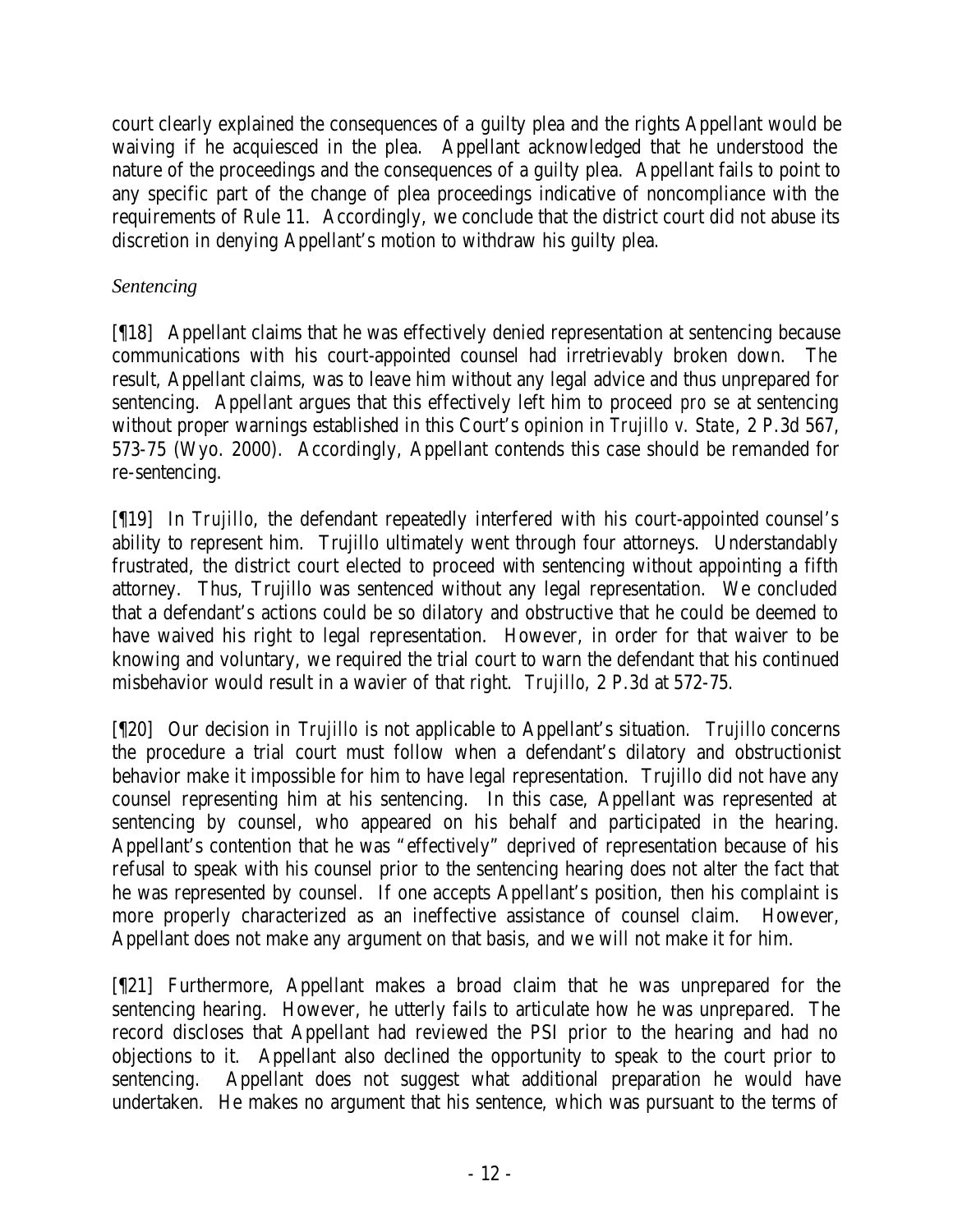court clearly explained the consequences of a guilty plea and the rights Appellant would be waiving if he acquiesced in the plea. Appellant acknowledged that he understood the nature of the proceedings and the consequences of a guilty plea. Appellant fails to point to any specific part of the change of plea proceedings indicative of noncompliance with the requirements of Rule 11. Accordingly, we conclude that the district court did not abuse its discretion in denying Appellant's motion to withdraw his guilty plea.

*Sentencing*

[¶18] Appellant claims that he was effectively denied representation at sentencing because communications with his court-appointed counsel had irretrievably broken down. The result, Appellant claims, was to leave him without any legal advice and thus unprepared for sentencing. Appellant argues that this effectively left him to proceed *pro se* at sentencing without proper warnings established in this Court's opinion in *Trujillo v. State*, 2 P.3d 567, 573-75 (Wyo. 2000). Accordingly, Appellant contends this case should be remanded for re-sentencing.

[¶19] In *Trujillo*, the defendant repeatedly interfered with his court-appointed counsel's ability to represent him. Trujillo ultimately went through four attorneys. Understandably frustrated, the district court elected to proceed with sentencing without appointing a fifth attorney. Thus, Trujillo was sentenced without any legal representation. We concluded that a defendant's actions could be so dilatory and obstructive that he could be deemed to have waived his right to legal representation. However, in order for that waiver to be knowing and voluntary, we required the trial court to warn the defendant that his continued misbehavior would result in a wavier of that right. *Trujillo*, 2 P.3d at 572-75.

[¶20] Our decision in *Trujillo* is not applicable to Appellant's situation. *Trujillo* concerns the procedure a trial court must follow when a defendant's dilatory and obstructionist behavior make it impossible for him to have legal representation. Trujillo did not have any counsel representing him at his sentencing. In this case, Appellant was represented at sentencing by counsel, who appeared on his behalf and participated in the hearing. Appellant's contention that he was "effectively" deprived of representation because of his refusal to speak with his counsel prior to the sentencing hearing does not alter the fact that he was represented by counsel. If one accepts Appellant's position, then his complaint is more properly characterized as an ineffective assistance of counsel claim. However, Appellant does not make any argument on that basis, and we will not make it for him.

[¶21] Furthermore, Appellant makes a broad claim that he was unprepared for the sentencing hearing. However, he utterly fails to articulate how he was unprepared. The record discloses that Appellant had reviewed the PSI prior to the hearing and had no objections to it. Appellant also declined the opportunity to speak to the court prior to sentencing. Appellant does not suggest what additional preparation he would have undertaken. He makes no argument that his sentence, which was pursuant to the terms of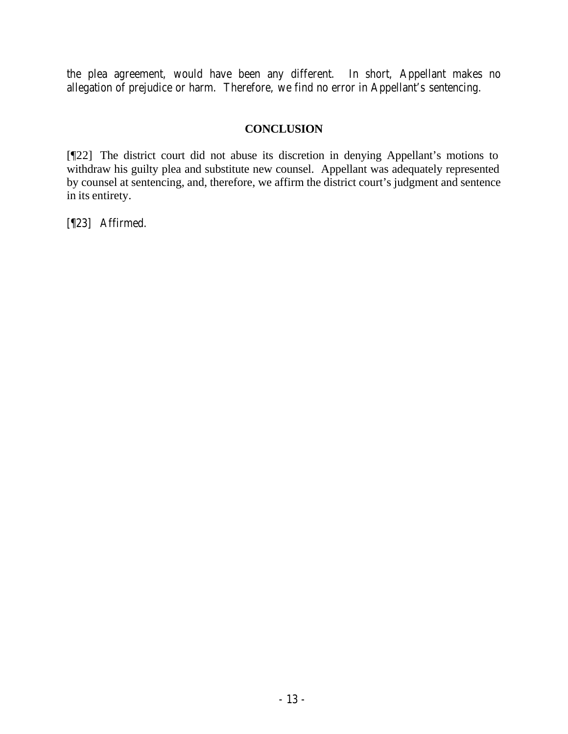the plea agreement, would have been any different. In short, Appellant makes no allegation of prejudice or harm. Therefore, we find no error in Appellant's sentencing.

## CONCLUSION

[¶22] The district court did not abuse its discretion in denying Appellant's motions to withdraw his guilty plea and substitute new counsel. Appellant was adequately represented by counsel at sentencing, and, therefore, we affirm the district court's judgment and sentence in its entirety.

[¶23] Affirmed.